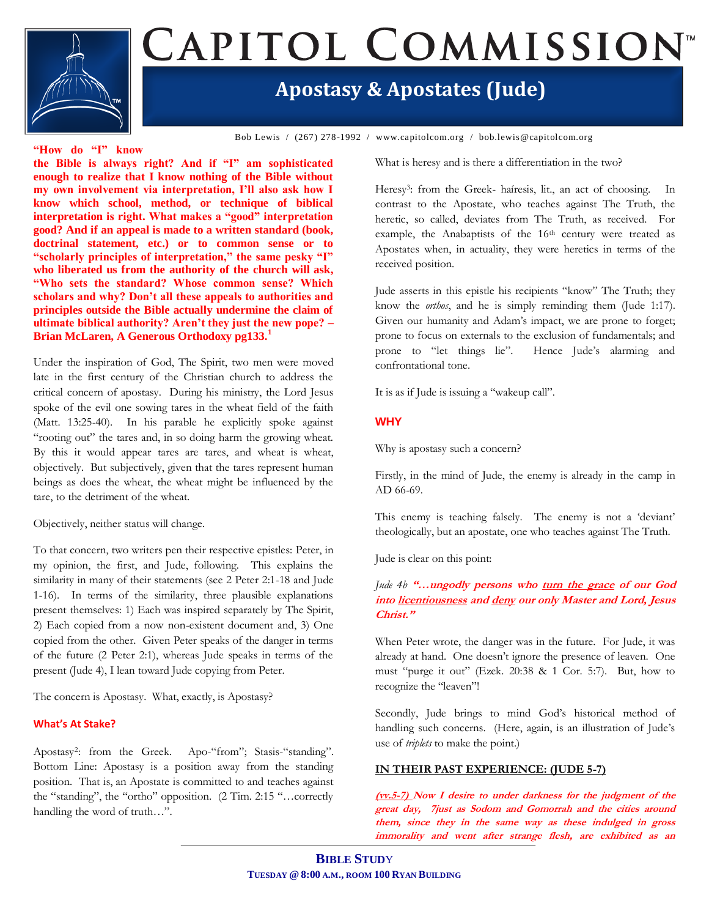# CAPITOL COMMISSION™

## Apostasy & Apostates (Jude)

Bob Lewis / (267) 278-1992 / www.capitolcom.org / bob.lewis@capitolcom.org

**"How do "I" know the Bible is always right? And if "I" am sophisticated enough to realize that I know nothing of the Bible without my own involvement via interpretation, I'll also ask how I know which school, method, or technique of biblical interpretation is right. What makes a "good" interpretation good? And if an appeal is made to a written standard (book, doctrinal statement, etc.) or to common sense or to "scholarly principles of interpretation," the same pesky "I" who liberated us from the authority of the church will ask, "Who sets the standard? Whose common sense? Which scholars and why? Don't all these appeals to authorities and principles outside the Bible actually undermine the claim of ultimate biblical authority? Aren't they just the new pope? – Brian McLaren, A Generous Orthodoxy pg133.[1]**

Under the inspiration of God, The Spirit, two men were moved late in the first century of the Christian church to address the critical concern of apostasy. During his ministry, the Lord Jesus spoke of the evil one sowing tares in the wheat field of the faith (Matt. 13:25-40). In his parable he explicitly spoke against "rooting out" the tares and, in so doing harm the growing wheat. By this it would appear tares are tares, and wheat is wheat, objectively. But subjectively, given that the tares represent human beings as does the wheat, the wheat might be influenced by the tare, to the detriment of the wheat.

Objectively, neither status will change.

To that concern, two writers pen their respective epistles: Peter, in my opinion, the first, and Jude, following. This explains the similarity in many of their statements (see 2 Peter 2:1-18 and Jude 1-16). In terms of the similarity, three plausible explanations present themselves: 1) Each was inspired separately by The Spirit, 2) Each copied from a now non-existent document and, 3) One copied from the other. Given Peter speaks of the danger in terms of the future (2 Peter 2:1), whereas Jude speaks in terms of the present (Jude 4), I lean toward Jude copying from Peter.

The concern is Apostasy. What, exactly, is Apostasy?

### What's At Stake?

Apostasy[2]: from the Greek. Apo-"from"; Stasis-"standing". Bottom Line: Apostasy is a position away from the standing position. That is, an Apostate is committed to and teaches against the "standing", the "ortho" opposition. (2 Tim. 2:15 "…correctly handling the word of truth…".

What is heresy and is there a differentiation in the two?

Heresy[3]: from the Greek- haíresis, lit., an act of choosing. In contrast to the Apostate, who teaches against The Truth, the heretic, so called, deviates from The Truth, as received. For example, the Anabaptists of the 16th century were treated as Apostates when, in actuality, they were heretics in terms of the received position.

Jude asserts in this epistle his recipients "know" The Truth; they know the *orthos*, and he is simply reminding them (Jude 1:17). Given our humanity and Adam's impact, we are prone to forget; prone to focus on externals to the exclusion of fundamentals; and prone to "let things lie". Hence Jude's alarming and confrontational tone.

It is as if Jude is issuing a "wakeup call".

### WHY

Why is apostasy such a concern?

Firstly, in the mind of Jude, the enemy is already in the camp in AD 66-69.

This enemy is teaching falsely. The enemy is not a 'deviant' theologically, but an apostate, one who teaches against The Truth.

Jude is clear on this point:

*Jude 4b* ***"…ungodly persons who turn the grace of our God into licentiousness and deny our only Master and Lord, Jesus Christ."***

When Peter wrote, the danger was in the future. For Jude, it was already at hand. One doesn't ignore the presence of leaven. One must "purge it out" (Ezek. 20:38 & 1 Cor. 5:7). But, how to recognize the "leaven"!

Secondly, Jude brings to mind God's historical method of handling such concerns. (Here, again, is an illustration of Jude's use of *triplets* to make the point.)

**IN THEIR PAST EXPERIENCE: (JUDE 5-7)**

***(vv.5-7) Now I desire to under darkness for the judgment of the great day, 7just as Sodom and Gomorrah and the cities around them, since they in the same way as these indulged in gross immorality and went after strange flesh, are exhibited as an***

**BIBLE STUDY**
**TUESDAY @ 8:00 A.M., ROOM 100 RYAN BUILDING**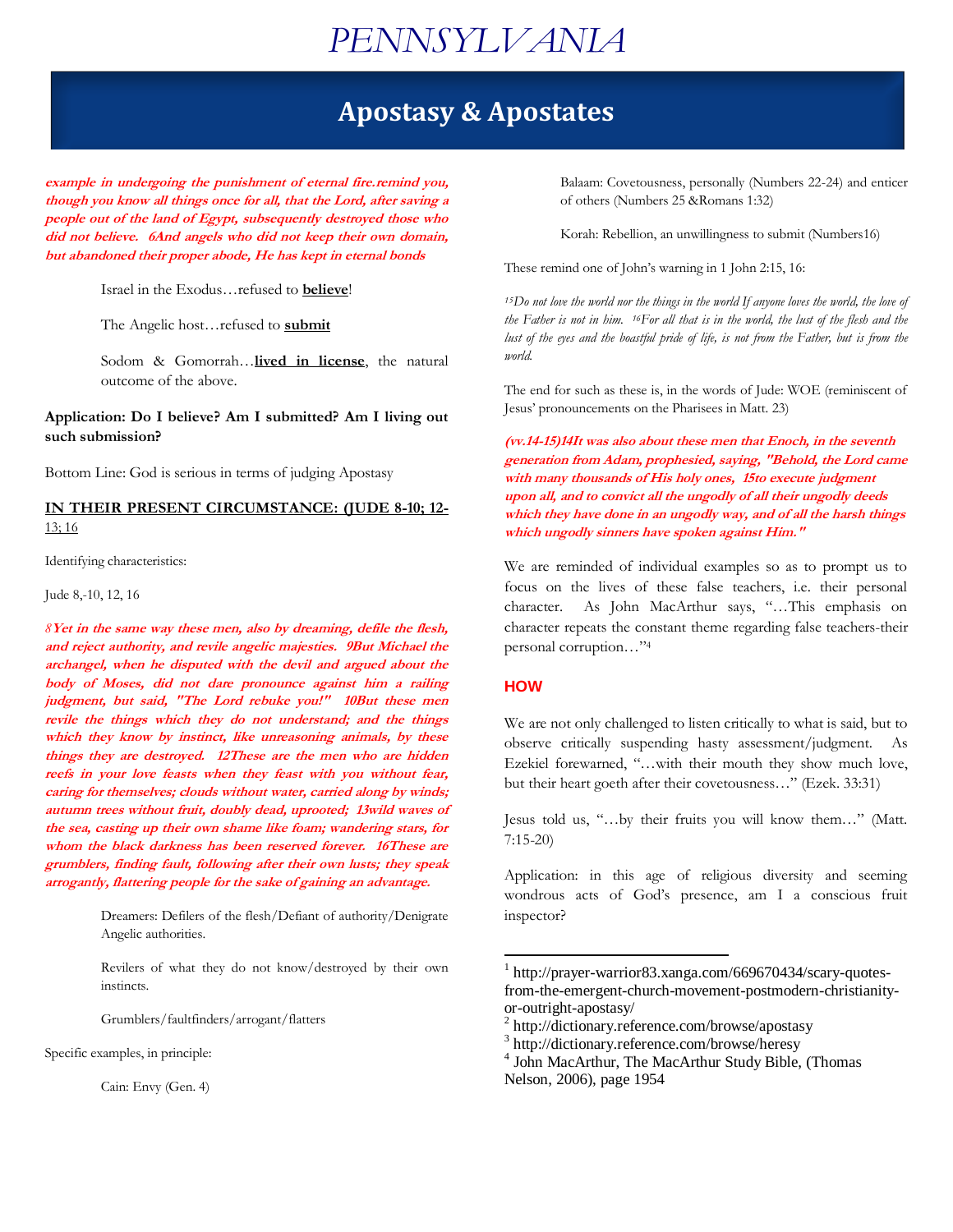# PENNSYLVANIA

## Apostasy & Apostates

***example in undergoing the punishment of eternal fire.remind you, though you know all things once for all, that the Lord, after saving a people out of the land of Egypt, subsequently destroyed those who did not believe. 6And angels who did not keep their own domain, but abandoned their proper abode, He has kept in eternal bonds***

Israel in the Exodus…refused to **believe**!

The Angelic host…refused to **submit**

Sodom & Gomorrah…**lived in license**, the natural outcome of the above.

**Application: Do I believe? Am I submitted? Am I living out such submission?**

Bottom Line: God is serious in terms of judging Apostasy

**IN THEIR PRESENT CIRCUMSTANCE: (JUDE 8-10; 12-13; 16**

Identifying characteristics:

Jude 8,-10, 12, 16

***8Yet in the same way these men, also by dreaming, defile the flesh, and reject authority, and revile angelic majesties. 9But Michael the archangel, when he disputed with the devil and argued about the body of Moses, did not dare pronounce against him a railing judgment, but said, "The Lord rebuke you!" 10But these men revile the things which they do not understand; and the things which they know by instinct, like unreasoning animals, by these things they are destroyed. 12These are the men who are hidden reefs in your love feasts when they feast with you without fear, caring for themselves; clouds without water, carried along by winds; autumn trees without fruit, doubly dead, uprooted; 13wild waves of the sea, casting up their own shame like foam; wandering stars, for whom the black darkness has been reserved forever. 16These are grumblers, finding fault, following after their own lusts; they speak arrogantly, flattering people for the sake of gaining an advantage.***

Dreamers: Defilers of the flesh/Defiant of authority/Denigrate Angelic authorities.

Revilers of what they do not know/destroyed by their own instincts.

Grumblers/faultfinders/arrogant/flatters

Specific examples, in principle:

Cain: Envy (Gen. 4)

Balaam: Covetousness, personally (Numbers 22-24) and enticer of others (Numbers 25 &Romans 1:32)

Korah: Rebellion, an unwillingness to submit (Numbers16)

These remind one of John's warning in 1 John 2:15, 16:

*15Do not love the world nor the things in the world If anyone loves the world, the love of the Father is not in him. 16For all that is in the world, the lust of the flesh and the lust of the eyes and the boastful pride of life, is not from the Father, but is from the world.*

The end for such as these is, in the words of Jude: WOE (reminiscent of Jesus' pronouncements on the Pharisees in Matt. 23)

***(vv.14-15)14It was also about these men that Enoch, in the seventh generation from Adam, prophesied, saying, "Behold, the Lord came with many thousands of His holy ones, 15to execute judgment upon all, and to convict all the ungodly of all their ungodly deeds which they have done in an ungodly way, and of all the harsh things which ungodly sinners have spoken against Him."***

We are reminded of individual examples so as to prompt us to focus on the lives of these false teachers, i.e. their personal character. As John MacArthur says, "…This emphasis on character repeats the constant theme regarding false teachers-their personal corruption…"[4]

### HOW

We are not only challenged to listen critically to what is said, but to observe critically suspending hasty assessment/judgment. As Ezekiel forewarned, "…with their mouth they show much love, but their heart goeth after their covetousness…" (Ezek. 33:31)

Jesus told us, "…by their fruits you will know them…" (Matt. 7:15-20)

Application: in this age of religious diversity and seeming wondrous acts of God's presence, am I a conscious fruit inspector?

---

[1] http://prayer-warrior83.xanga.com/669670434/scary-quotes-from-the-emergent-church-movement-postmodern-christianity-or-outright-apostasy/

[2] http://dictionary.reference.com/browse/apostasy

[3] http://dictionary.reference.com/browse/heresy

[4] John MacArthur, The MacArthur Study Bible, (Thomas Nelson, 2006), page 1954